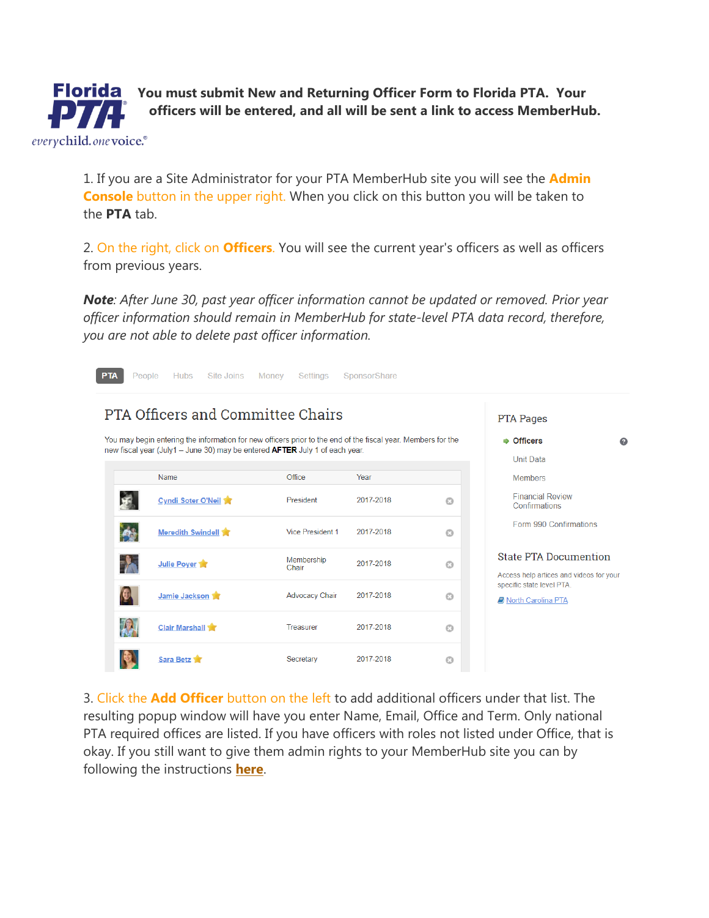**You must submit New and Returning Officer Form to Florida PTA. Your officers will be entered, and all will be sent a link to access MemberHub.**

1. If you are a Site Administrator for your PTA MemberHub site you will see the **Admin Console** button in the upper right. When you click on this button you will be taken to the **PTA** tab.

2. On the right, click on **Officers**. You will see the current year's officers as well as officers from previous years.

***Note**: After June 30, past year officer information cannot be updated or removed. Prior year officer information should remain in MemberHub for state-level PTA data record, therefore, you are not able to delete past officer information.*

PTA | People | Hubs | Site Joins | Money | Settings | SponsorShare

## PTA Officers and Committee Chairs

You may begin entering the information for new officers prior to the end of the fiscal year. Members for the new fiscal year (July1 – June 30) may be entered **AFTER** July 1 of each year.

| Name | Office | Year |
|---|---|---|
| Cyndi Soter O'Neil | President | 2017-2018 |
| Meredith Swindell | Vice President 1 | 2017-2018 |
| Julie Poyer | Membership Chair | 2017-2018 |
| Jamie Jackson | Advocacy Chair | 2017-2018 |
| Clair Marshall | Treasurer | 2017-2018 |
| Sara Betz | Secretary | 2017-2018 |

PTA Pages

- Officers
- Unit Data
- Members
- Financial Review Confirmations
- Form 990 Confirmations

State PTA Documention

Access help artices and videos for your specific state level PTA.

North Carolina PTA

3. Click the **Add Officer** button on the left to add additional officers under that list. The resulting popup window will have you enter Name, Email, Office and Term. Only national PTA required offices are listed. If you have officers with roles not listed under Office, that is okay. If you still want to give them admin rights to your MemberHub site you can by following the instructions **here**.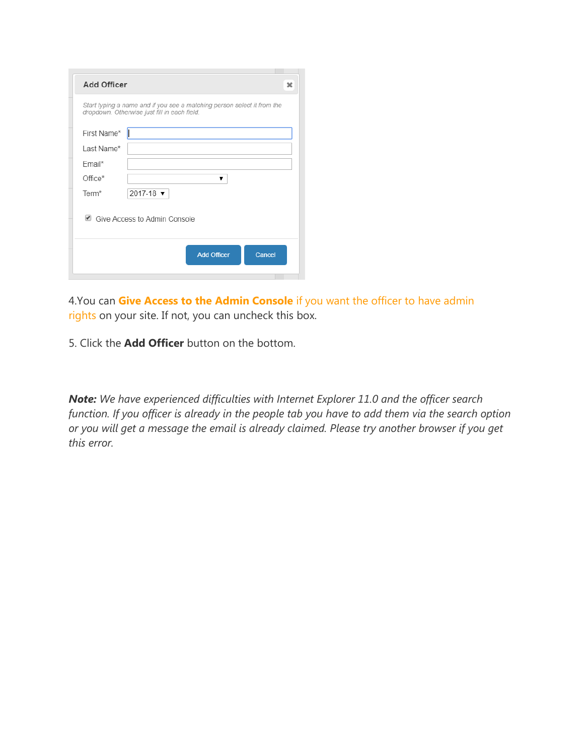Add Officer

Start typing a name and if you see a matching person select it from the dropdown. Otherwise just fill in each field.

First Name*

Last Name*

Email*

Office*

Term* 2017-18

Give Access to Admin Console

Add Officer Cancel

4.You can **Give Access to the Admin Console** if you want the officer to have admin rights on your site. If not, you can uncheck this box.

5. Click the **Add Officer** button on the bottom.

***Note:*** *We have experienced difficulties with Internet Explorer 11.0 and the officer search function. If you officer is already in the people tab you have to add them via the search option or you will get a message the email is already claimed. Please try another browser if you get this error.*